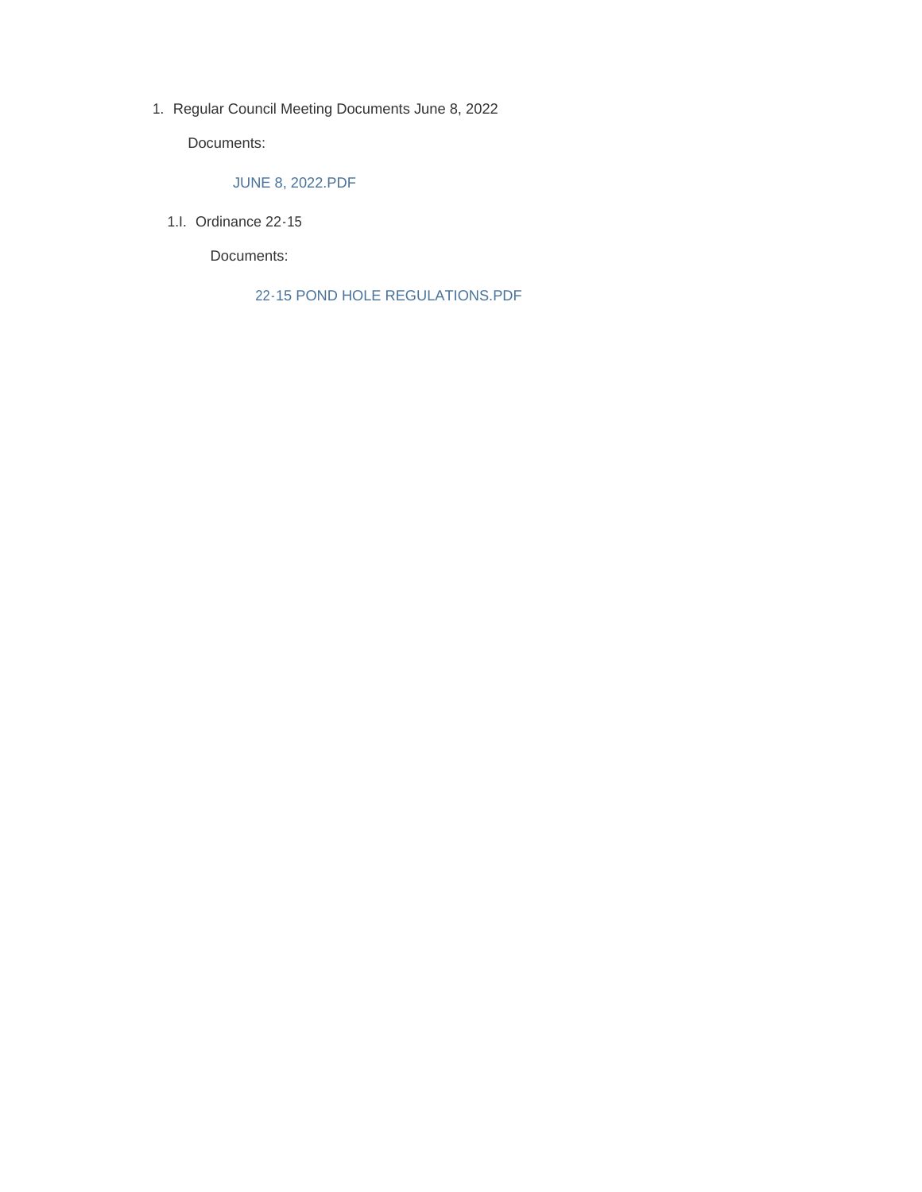1. Regular Council Meeting Documents June 8, 2022

   Documents:

   JUNE 8, 2022.PDF

   1.I. Ordinance 22-15

   Documents:

   22-15 POND HOLE REGULATIONS.PDF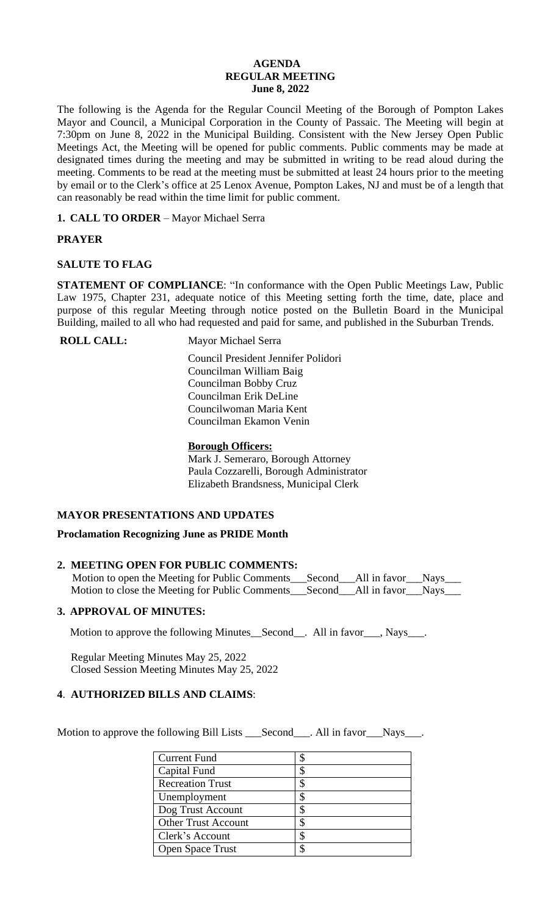# AGENDA
## REGULAR MEETING
### June 8, 2022

The following is the Agenda for the Regular Council Meeting of the Borough of Pompton Lakes Mayor and Council, a Municipal Corporation in the County of Passaic. The Meeting will begin at 7:30pm on June 8, 2022 in the Municipal Building. Consistent with the New Jersey Open Public Meetings Act, the Meeting will be opened for public comments. Public comments may be made at designated times during the meeting and may be submitted in writing to be read aloud during the meeting. Comments to be read at the meeting must be submitted at least 24 hours prior to the meeting by email or to the Clerk's office at 25 Lenox Avenue, Pompton Lakes, NJ and must be of a length that can reasonably be read within the time limit for public comment.

**1. CALL TO ORDER** – Mayor Michael Serra

**PRAYER**

**SALUTE TO FLAG**

**STATEMENT OF COMPLIANCE**: "In conformance with the Open Public Meetings Law, Public Law 1975, Chapter 231, adequate notice of this Meeting setting forth the time, date, place and purpose of this regular Meeting through notice posted on the Bulletin Board in the Municipal Building, mailed to all who had requested and paid for same, and published in the Suburban Trends.

**ROLL CALL:** Mayor Michael Serra

Council President Jennifer Polidori
Councilman William Baig
Councilman Bobby Cruz
Councilman Erik DeLine
Councilwoman Maria Kent
Councilman Ekamon Venin

**Borough Officers:**
Mark J. Semeraro, Borough Attorney
Paula Cozzarelli, Borough Administrator
Elizabeth Brandsness, Municipal Clerk

**MAYOR PRESENTATIONS AND UPDATES**

**Proclamation Recognizing June as PRIDE Month**

**2. MEETING OPEN FOR PUBLIC COMMENTS:**

Motion to open the Meeting for Public Comments\_\_\_Second\_\_\_All in favor\_\_\_Nays\_\_\_
Motion to close the Meeting for Public Comments\_\_\_Second\_\_\_All in favor\_\_\_Nays\_\_\_

**3. APPROVAL OF MINUTES:**

Motion to approve the following Minutes\_\_Second\_\_. All in favor\_\_\_, Nays\_\_\_.

Regular Meeting Minutes May 25, 2022
Closed Session Meeting Minutes May 25, 2022

**4. AUTHORIZED BILLS AND CLAIMS**:

Motion to approve the following Bill Lists \_\_\_Second\_\_\_. All in favor\_\_\_Nays\_\_\_.

| Current Fund | $ |
|---|---|
| Capital Fund | $ |
| Recreation Trust | $ |
| Unemployment | $ |
| Dog Trust Account | $ |
| Other Trust Account | $ |
| Clerk's Account | $ |
| Open Space Trust | $ |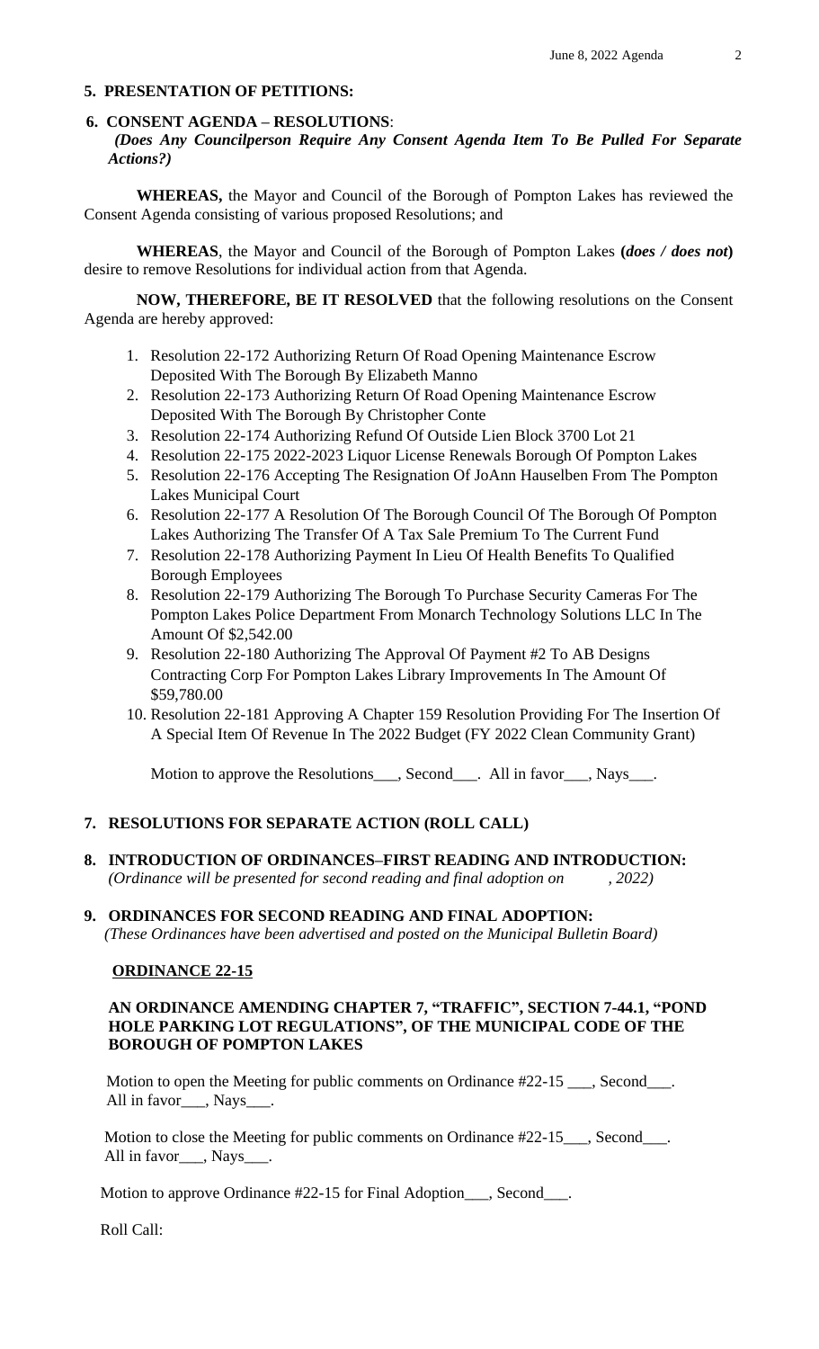## 5. PRESENTATION OF PETITIONS:

## 6. CONSENT AGENDA – RESOLUTIONS:

***(Does Any Councilperson Require Any Consent Agenda Item To Be Pulled For Separate Actions?)***

**WHEREAS,** the Mayor and Council of the Borough of Pompton Lakes has reviewed the Consent Agenda consisting of various proposed Resolutions; and

**WHEREAS**, the Mayor and Council of the Borough of Pompton Lakes **(*does / does not*)** desire to remove Resolutions for individual action from that Agenda.

**NOW, THEREFORE, BE IT RESOLVED** that the following resolutions on the Consent Agenda are hereby approved:

1. Resolution 22-172 Authorizing Return Of Road Opening Maintenance Escrow Deposited With The Borough By Elizabeth Manno
2. Resolution 22-173 Authorizing Return Of Road Opening Maintenance Escrow Deposited With The Borough By Christopher Conte
3. Resolution 22-174 Authorizing Refund Of Outside Lien Block 3700 Lot 21
4. Resolution 22-175 2022-2023 Liquor License Renewals Borough Of Pompton Lakes
5. Resolution 22-176 Accepting The Resignation Of JoAnn Hauselben From The Pompton Lakes Municipal Court
6. Resolution 22-177 A Resolution Of The Borough Council Of The Borough Of Pompton Lakes Authorizing The Transfer Of A Tax Sale Premium To The Current Fund
7. Resolution 22-178 Authorizing Payment In Lieu Of Health Benefits To Qualified Borough Employees
8. Resolution 22-179 Authorizing The Borough To Purchase Security Cameras For The Pompton Lakes Police Department From Monarch Technology Solutions LLC In The Amount Of $2,542.00
9. Resolution 22-180 Authorizing The Approval Of Payment #2 To AB Designs Contracting Corp For Pompton Lakes Library Improvements In The Amount Of $59,780.00
10. Resolution 22-181 Approving A Chapter 159 Resolution Providing For The Insertion Of A Special Item Of Revenue In The 2022 Budget (FY 2022 Clean Community Grant)

Motion to approve the Resolutions___, Second___. All in favor___, Nays___.

## 7. RESOLUTIONS FOR SEPARATE ACTION (ROLL CALL)

## 8. INTRODUCTION OF ORDINANCES–FIRST READING AND INTRODUCTION:

*(Ordinance will be presented for second reading and final adoption on , 2022)*

## 9. ORDINANCES FOR SECOND READING AND FINAL ADOPTION:

*(These Ordinances have been advertised and posted on the Municipal Bulletin Board)*

**ORDINANCE 22-15**

**AN ORDINANCE AMENDING CHAPTER 7, "TRAFFIC", SECTION 7-44.1, "POND HOLE PARKING LOT REGULATIONS", OF THE MUNICIPAL CODE OF THE BOROUGH OF POMPTON LAKES**

Motion to open the Meeting for public comments on Ordinance #22-15 ___, Second___. All in favor___, Nays___.

Motion to close the Meeting for public comments on Ordinance #22-15___, Second___. All in favor___, Nays___.

Motion to approve Ordinance #22-15 for Final Adoption___, Second___.

Roll Call: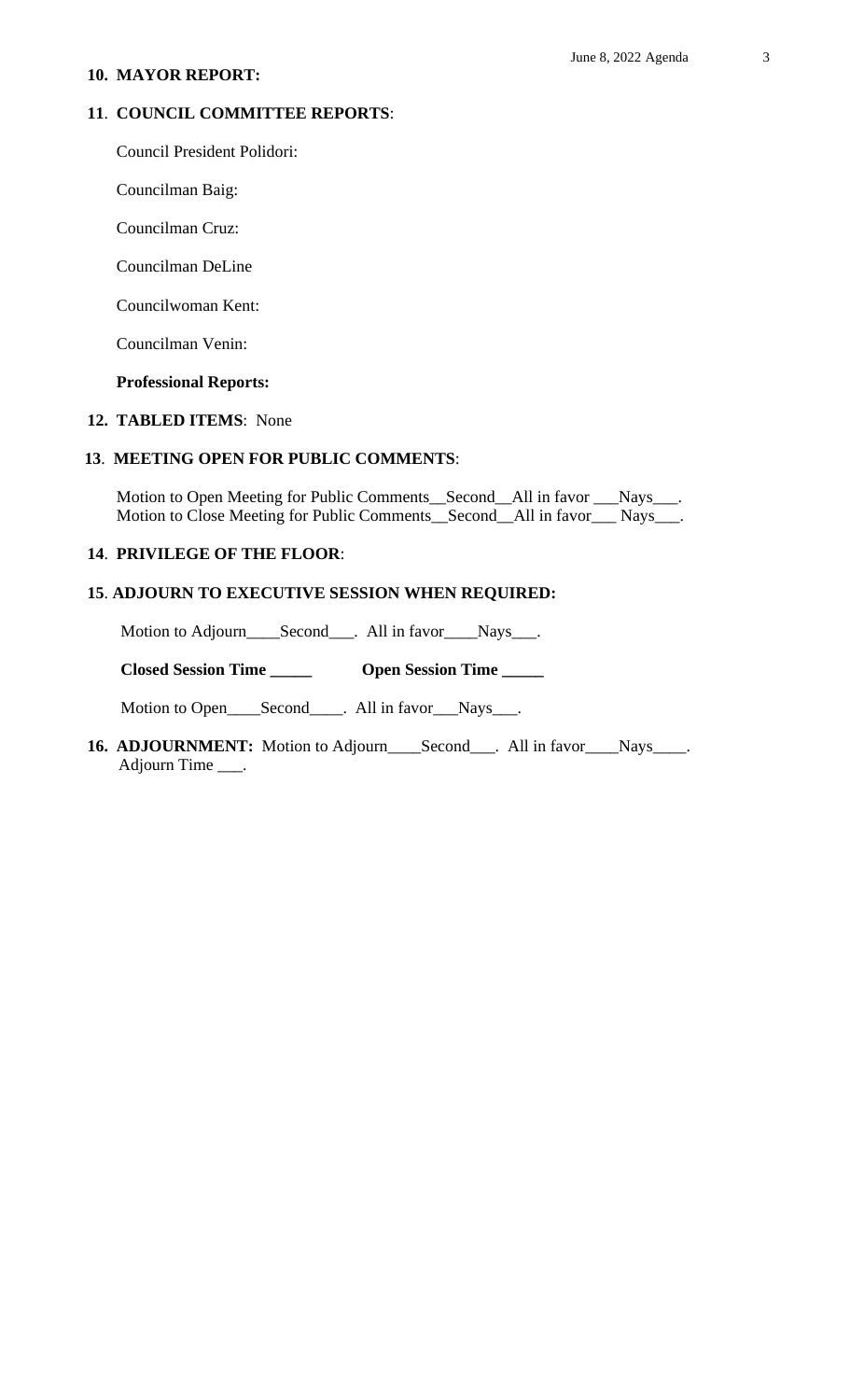**10. MAYOR REPORT:**

**11. COUNCIL COMMITTEE REPORTS**:

Council President Polidori:

Councilman Baig:

Councilman Cruz:

Councilman DeLine

Councilwoman Kent:

Councilman Venin:

**Professional Reports:**

**12. TABLED ITEMS**: None

**13. MEETING OPEN FOR PUBLIC COMMENTS**:

Motion to Open Meeting for Public Comments__Second__All in favor ___Nays___.
Motion to Close Meeting for Public Comments__Second__All in favor___ Nays___.

**14. PRIVILEGE OF THE FLOOR**:

**15. ADJOURN TO EXECUTIVE SESSION WHEN REQUIRED:**

Motion to Adjourn____Second___. All in favor____Nays___.

**Closed Session Time _____** **Open Session Time _____**

Motion to Open____Second____. All in favor___Nays___.

**16. ADJOURNMENT:** Motion to Adjourn____Second___. All in favor____Nays____.
Adjourn Time ___.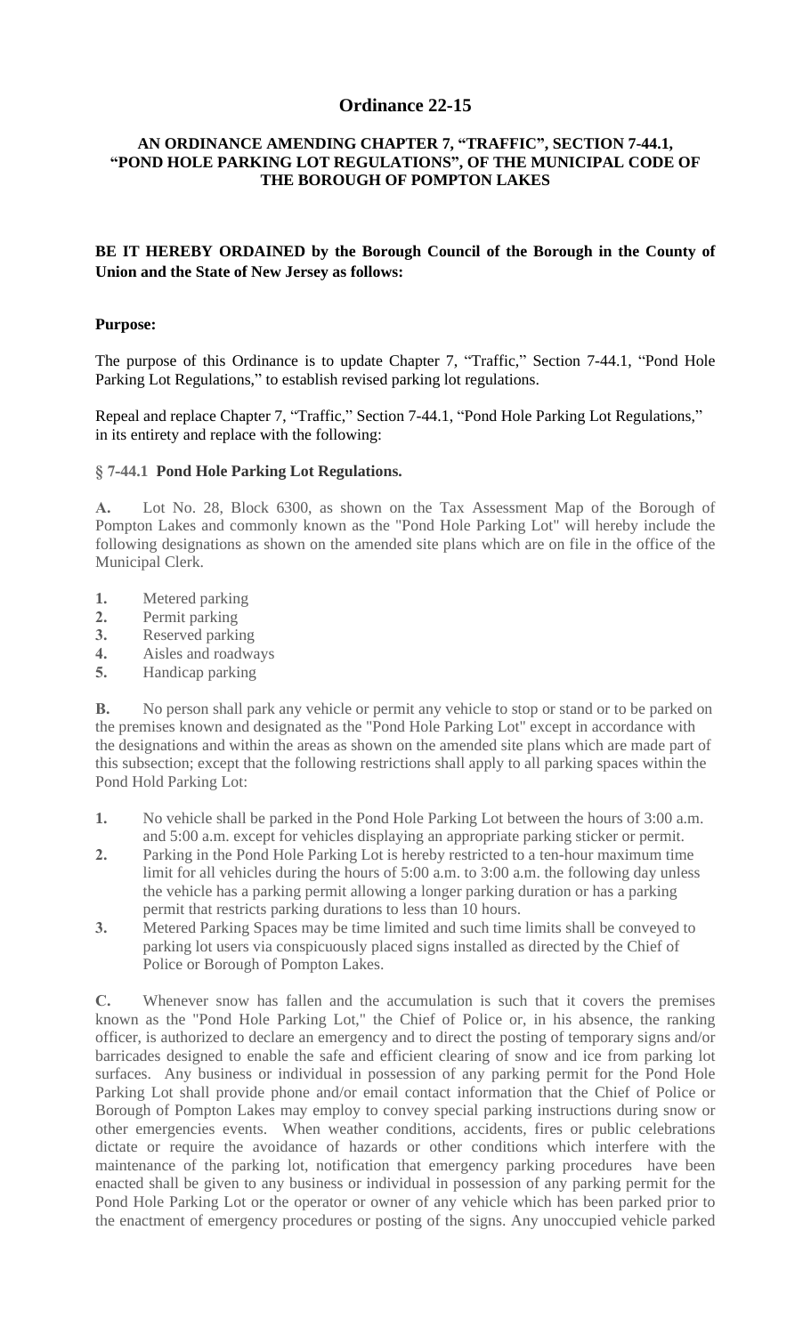## Ordinance 22-15

**AN ORDINANCE AMENDING CHAPTER 7, "TRAFFIC", SECTION 7-44.1, "POND HOLE PARKING LOT REGULATIONS", OF THE MUNICIPAL CODE OF THE BOROUGH OF POMPTON LAKES**

**BE IT HEREBY ORDAINED by the Borough Council of the Borough in the County of Union and the State of New Jersey as follows:**

**Purpose:**

The purpose of this Ordinance is to update Chapter 7, "Traffic," Section 7-44.1, "Pond Hole Parking Lot Regulations," to establish revised parking lot regulations.

Repeal and replace Chapter 7, "Traffic," Section 7-44.1, "Pond Hole Parking Lot Regulations," in its entirety and replace with the following:

**§ 7-44.1 Pond Hole Parking Lot Regulations.**

**A.** Lot No. 28, Block 6300, as shown on the Tax Assessment Map of the Borough of Pompton Lakes and commonly known as the "Pond Hole Parking Lot" will hereby include the following designations as shown on the amended site plans which are on file in the office of the Municipal Clerk.

1. Metered parking
2. Permit parking
3. Reserved parking
4. Aisles and roadways
5. Handicap parking

**B.** No person shall park any vehicle or permit any vehicle to stop or stand or to be parked on the premises known and designated as the "Pond Hole Parking Lot" except in accordance with the designations and within the areas as shown on the amended site plans which are made part of this subsection; except that the following restrictions shall apply to all parking spaces within the Pond Hold Parking Lot:

1. No vehicle shall be parked in the Pond Hole Parking Lot between the hours of 3:00 a.m. and 5:00 a.m. except for vehicles displaying an appropriate parking sticker or permit.
2. Parking in the Pond Hole Parking Lot is hereby restricted to a ten-hour maximum time limit for all vehicles during the hours of 5:00 a.m. to 3:00 a.m. the following day unless the vehicle has a parking permit allowing a longer parking duration or has a parking permit that restricts parking durations to less than 10 hours.
3. Metered Parking Spaces may be time limited and such time limits shall be conveyed to parking lot users via conspicuously placed signs installed as directed by the Chief of Police or Borough of Pompton Lakes.

**C.** Whenever snow has fallen and the accumulation is such that it covers the premises known as the "Pond Hole Parking Lot," the Chief of Police or, in his absence, the ranking officer, is authorized to declare an emergency and to direct the posting of temporary signs and/or barricades designed to enable the safe and efficient clearing of snow and ice from parking lot surfaces. Any business or individual in possession of any parking permit for the Pond Hole Parking Lot shall provide phone and/or email contact information that the Chief of Police or Borough of Pompton Lakes may employ to convey special parking instructions during snow or other emergencies events. When weather conditions, accidents, fires or public celebrations dictate or require the avoidance of hazards or other conditions which interfere with the maintenance of the parking lot, notification that emergency parking procedures have been enacted shall be given to any business or individual in possession of any parking permit for the Pond Hole Parking Lot or the operator or owner of any vehicle which has been parked prior to the enactment of emergency procedures or posting of the signs. Any unoccupied vehicle parked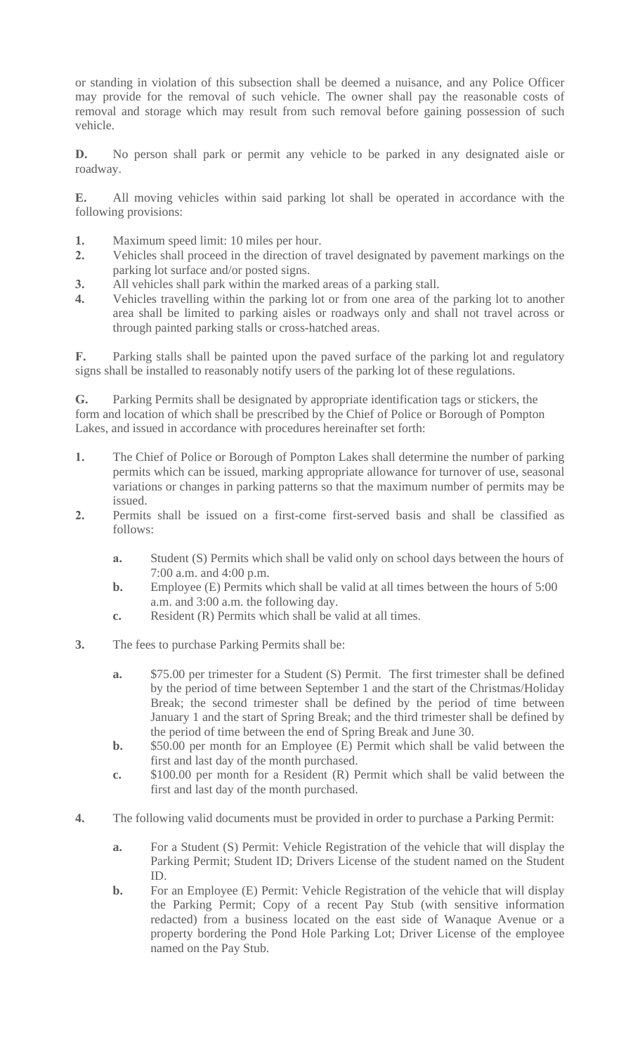or standing in violation of this subsection shall be deemed a nuisance, and any Police Officer may provide for the removal of such vehicle. The owner shall pay the reasonable costs of removal and storage which may result from such removal before gaining possession of such vehicle.

**D.** No person shall park or permit any vehicle to be parked in any designated aisle or roadway.

**E.** All moving vehicles within said parking lot shall be operated in accordance with the following provisions:

1. Maximum speed limit: 10 miles per hour.
2. Vehicles shall proceed in the direction of travel designated by pavement markings on the parking lot surface and/or posted signs.
3. All vehicles shall park within the marked areas of a parking stall.
4. Vehicles travelling within the parking lot or from one area of the parking lot to another area shall be limited to parking aisles or roadways only and shall not travel across or through painted parking stalls or cross-hatched areas.

**F.** Parking stalls shall be painted upon the paved surface of the parking lot and regulatory signs shall be installed to reasonably notify users of the parking lot of these regulations.

**G.** Parking Permits shall be designated by appropriate identification tags or stickers, the form and location of which shall be prescribed by the Chief of Police or Borough of Pompton Lakes, and issued in accordance with procedures hereinafter set forth:

1. The Chief of Police or Borough of Pompton Lakes shall determine the number of parking permits which can be issued, marking appropriate allowance for turnover of use, seasonal variations or changes in parking patterns so that the maximum number of permits may be issued.
2. Permits shall be issued on a first-come first-served basis and shall be classified as follows:
   - **a.** Student (S) Permits which shall be valid only on school days between the hours of 7:00 a.m. and 4:00 p.m.
   - **b.** Employee (E) Permits which shall be valid at all times between the hours of 5:00 a.m. and 3:00 a.m. the following day.
   - **c.** Resident (R) Permits which shall be valid at all times.
3. The fees to purchase Parking Permits shall be:
   - **a.** $75.00 per trimester for a Student (S) Permit. The first trimester shall be defined by the period of time between September 1 and the start of the Christmas/Holiday Break; the second trimester shall be defined by the period of time between January 1 and the start of Spring Break; and the third trimester shall be defined by the period of time between the end of Spring Break and June 30.
   - **b.** $50.00 per month for an Employee (E) Permit which shall be valid between the first and last day of the month purchased.
   - **c.** $100.00 per month for a Resident (R) Permit which shall be valid between the first and last day of the month purchased.
4. The following valid documents must be provided in order to purchase a Parking Permit:
   - **a.** For a Student (S) Permit: Vehicle Registration of the vehicle that will display the Parking Permit; Student ID; Drivers License of the student named on the Student ID.
   - **b.** For an Employee (E) Permit: Vehicle Registration of the vehicle that will display the Parking Permit; Copy of a recent Pay Stub (with sensitive information redacted) from a business located on the east side of Wanaque Avenue or a property bordering the Pond Hole Parking Lot; Driver License of the employee named on the Pay Stub.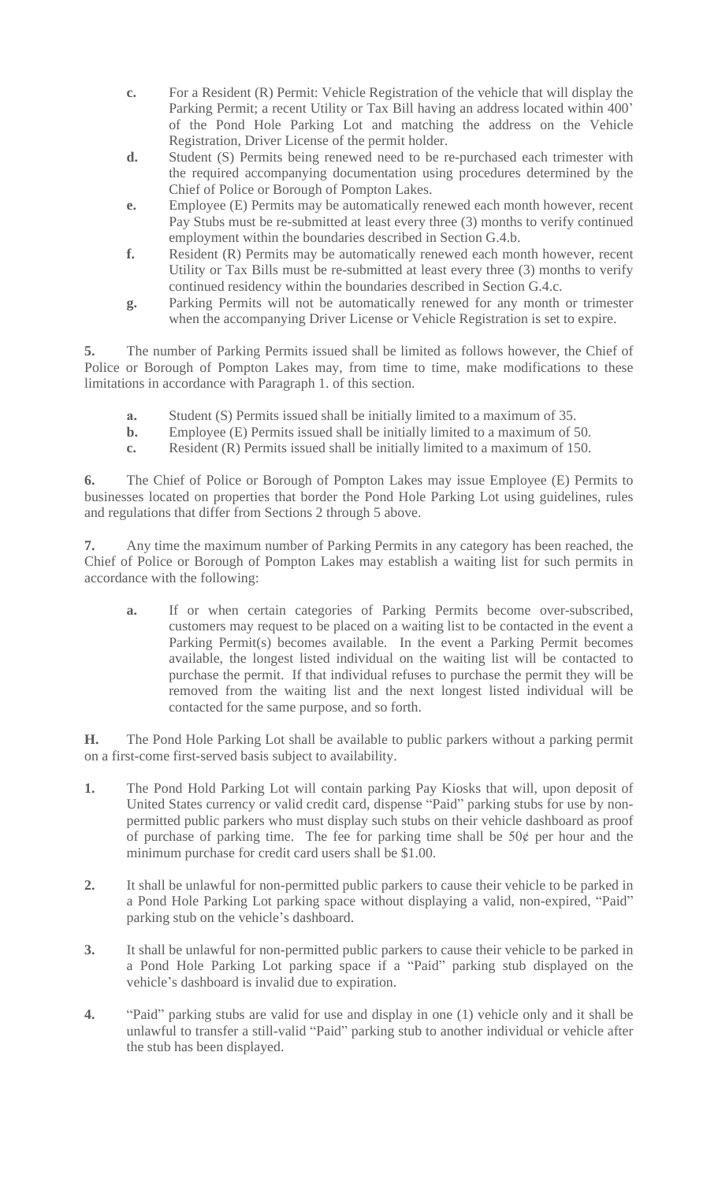- **c.** For a Resident (R) Permit: Vehicle Registration of the vehicle that will display the Parking Permit; a recent Utility or Tax Bill having an address located within 400' of the Pond Hole Parking Lot and matching the address on the Vehicle Registration, Driver License of the permit holder.
- **d.** Student (S) Permits being renewed need to be re-purchased each trimester with the required accompanying documentation using procedures determined by the Chief of Police or Borough of Pompton Lakes.
- **e.** Employee (E) Permits may be automatically renewed each month however, recent Pay Stubs must be re-submitted at least every three (3) months to verify continued employment within the boundaries described in Section G.4.b.
- **f.** Resident (R) Permits may be automatically renewed each month however, recent Utility or Tax Bills must be re-submitted at least every three (3) months to verify continued residency within the boundaries described in Section G.4.c.
- **g.** Parking Permits will not be automatically renewed for any month or trimester when the accompanying Driver License or Vehicle Registration is set to expire.

**5.** The number of Parking Permits issued shall be limited as follows however, the Chief of Police or Borough of Pompton Lakes may, from time to time, make modifications to these limitations in accordance with Paragraph 1. of this section.

- **a.** Student (S) Permits issued shall be initially limited to a maximum of 35.
- **b.** Employee (E) Permits issued shall be initially limited to a maximum of 50.
- **c.** Resident (R) Permits issued shall be initially limited to a maximum of 150.

**6.** The Chief of Police or Borough of Pompton Lakes may issue Employee (E) Permits to businesses located on properties that border the Pond Hole Parking Lot using guidelines, rules and regulations that differ from Sections 2 through 5 above.

**7.** Any time the maximum number of Parking Permits in any category has been reached, the Chief of Police or Borough of Pompton Lakes may establish a waiting list for such permits in accordance with the following:

- **a.** If or when certain categories of Parking Permits become over-subscribed, customers may request to be placed on a waiting list to be contacted in the event a Parking Permit(s) becomes available. In the event a Parking Permit becomes available, the longest listed individual on the waiting list will be contacted to purchase the permit. If that individual refuses to purchase the permit they will be removed from the waiting list and the next longest listed individual will be contacted for the same purpose, and so forth.

**H.** The Pond Hole Parking Lot shall be available to public parkers without a parking permit on a first-come first-served basis subject to availability.

**1.** The Pond Hold Parking Lot will contain parking Pay Kiosks that will, upon deposit of United States currency or valid credit card, dispense "Paid" parking stubs for use by non-permitted public parkers who must display such stubs on their vehicle dashboard as proof of purchase of parking time. The fee for parking time shall be 50¢ per hour and the minimum purchase for credit card users shall be $1.00.

**2.** It shall be unlawful for non-permitted public parkers to cause their vehicle to be parked in a Pond Hole Parking Lot parking space without displaying a valid, non-expired, "Paid" parking stub on the vehicle's dashboard.

**3.** It shall be unlawful for non-permitted public parkers to cause their vehicle to be parked in a Pond Hole Parking Lot parking space if a "Paid" parking stub displayed on the vehicle's dashboard is invalid due to expiration.

**4.** "Paid" parking stubs are valid for use and display in one (1) vehicle only and it shall be unlawful to transfer a still-valid "Paid" parking stub to another individual or vehicle after the stub has been displayed.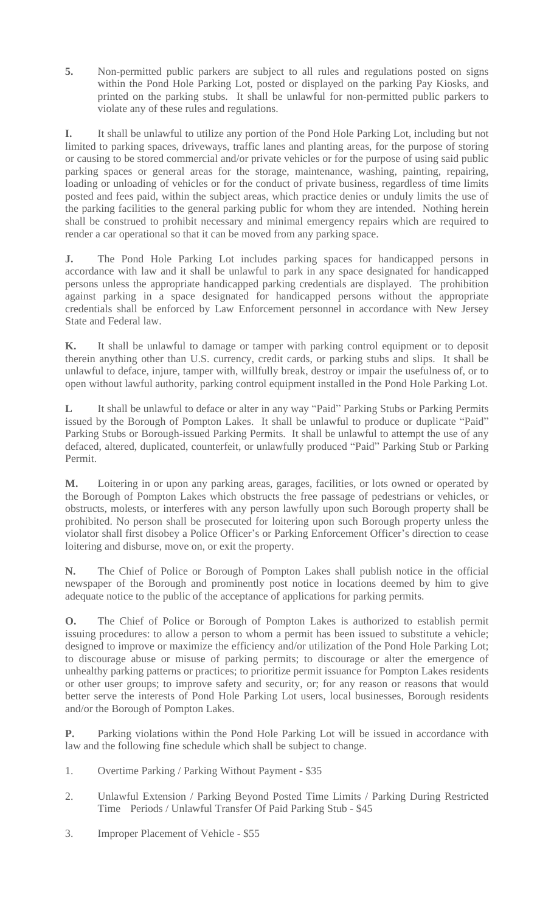**5.** Non-permitted public parkers are subject to all rules and regulations posted on signs within the Pond Hole Parking Lot, posted or displayed on the parking Pay Kiosks, and printed on the parking stubs. It shall be unlawful for non-permitted public parkers to violate any of these rules and regulations.

**I.** It shall be unlawful to utilize any portion of the Pond Hole Parking Lot, including but not limited to parking spaces, driveways, traffic lanes and planting areas, for the purpose of storing or causing to be stored commercial and/or private vehicles or for the purpose of using said public parking spaces or general areas for the storage, maintenance, washing, painting, repairing, loading or unloading of vehicles or for the conduct of private business, regardless of time limits posted and fees paid, within the subject areas, which practice denies or unduly limits the use of the parking facilities to the general parking public for whom they are intended. Nothing herein shall be construed to prohibit necessary and minimal emergency repairs which are required to render a car operational so that it can be moved from any parking space.

**J.** The Pond Hole Parking Lot includes parking spaces for handicapped persons in accordance with law and it shall be unlawful to park in any space designated for handicapped persons unless the appropriate handicapped parking credentials are displayed. The prohibition against parking in a space designated for handicapped persons without the appropriate credentials shall be enforced by Law Enforcement personnel in accordance with New Jersey State and Federal law.

**K.** It shall be unlawful to damage or tamper with parking control equipment or to deposit therein anything other than U.S. currency, credit cards, or parking stubs and slips. It shall be unlawful to deface, injure, tamper with, willfully break, destroy or impair the usefulness of, or to open without lawful authority, parking control equipment installed in the Pond Hole Parking Lot.

**L** It shall be unlawful to deface or alter in any way "Paid" Parking Stubs or Parking Permits issued by the Borough of Pompton Lakes. It shall be unlawful to produce or duplicate "Paid" Parking Stubs or Borough-issued Parking Permits. It shall be unlawful to attempt the use of any defaced, altered, duplicated, counterfeit, or unlawfully produced "Paid" Parking Stub or Parking Permit.

**M.** Loitering in or upon any parking areas, garages, facilities, or lots owned or operated by the Borough of Pompton Lakes which obstructs the free passage of pedestrians or vehicles, or obstructs, molests, or interferes with any person lawfully upon such Borough property shall be prohibited. No person shall be prosecuted for loitering upon such Borough property unless the violator shall first disobey a Police Officer's or Parking Enforcement Officer's direction to cease loitering and disburse, move on, or exit the property.

**N.** The Chief of Police or Borough of Pompton Lakes shall publish notice in the official newspaper of the Borough and prominently post notice in locations deemed by him to give adequate notice to the public of the acceptance of applications for parking permits.

**O.** The Chief of Police or Borough of Pompton Lakes is authorized to establish permit issuing procedures: to allow a person to whom a permit has been issued to substitute a vehicle; designed to improve or maximize the efficiency and/or utilization of the Pond Hole Parking Lot; to discourage abuse or misuse of parking permits; to discourage or alter the emergence of unhealthy parking patterns or practices; to prioritize permit issuance for Pompton Lakes residents or other user groups; to improve safety and security, or; for any reason or reasons that would better serve the interests of Pond Hole Parking Lot users, local businesses, Borough residents and/or the Borough of Pompton Lakes.

**P.** Parking violations within the Pond Hole Parking Lot will be issued in accordance with law and the following fine schedule which shall be subject to change.

1. Overtime Parking / Parking Without Payment - $35

2. Unlawful Extension / Parking Beyond Posted Time Limits / Parking During Restricted Time Periods / Unlawful Transfer Of Paid Parking Stub - $45

3. Improper Placement of Vehicle - $55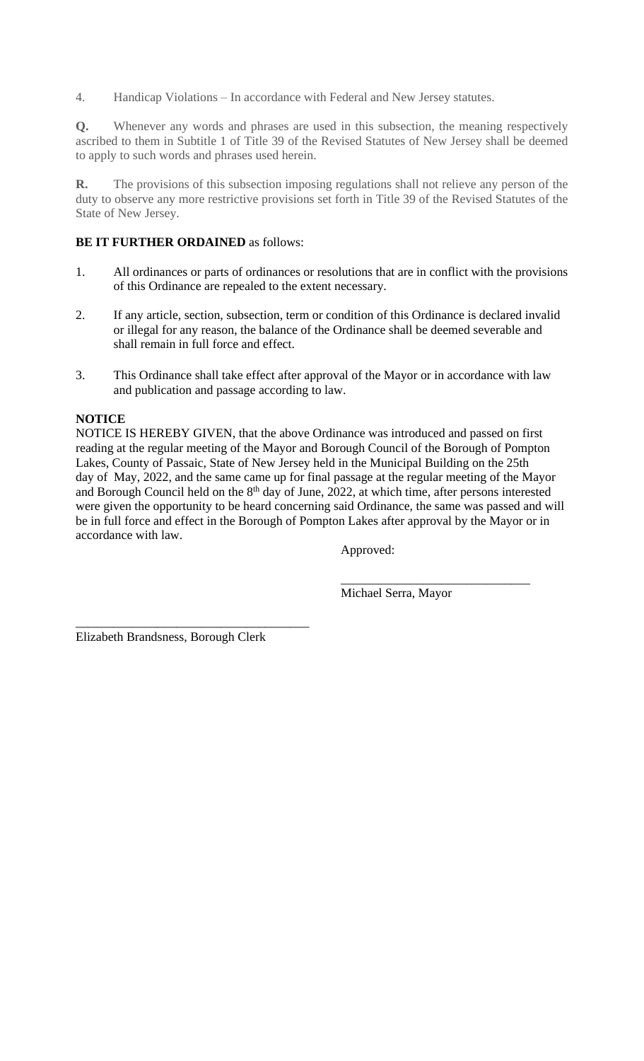4. Handicap Violations – In accordance with Federal and New Jersey statutes.

**Q.** Whenever any words and phrases are used in this subsection, the meaning respectively ascribed to them in Subtitle 1 of Title 39 of the Revised Statutes of New Jersey shall be deemed to apply to such words and phrases used herein.

**R.** The provisions of this subsection imposing regulations shall not relieve any person of the duty to observe any more restrictive provisions set forth in Title 39 of the Revised Statutes of the State of New Jersey.

**BE IT FURTHER ORDAINED** as follows:

1. All ordinances or parts of ordinances or resolutions that are in conflict with the provisions of this Ordinance are repealed to the extent necessary.

2. If any article, section, subsection, term or condition of this Ordinance is declared invalid or illegal for any reason, the balance of the Ordinance shall be deemed severable and shall remain in full force and effect.

3. This Ordinance shall take effect after approval of the Mayor or in accordance with law and publication and passage according to law.

**NOTICE**

NOTICE IS HEREBY GIVEN, that the above Ordinance was introduced and passed on first reading at the regular meeting of the Mayor and Borough Council of the Borough of Pompton Lakes, County of Passaic, State of New Jersey held in the Municipal Building on the 25th day of May, 2022, and the same came up for final passage at the regular meeting of the Mayor and Borough Council held on the 8th day of June, 2022, at which time, after persons interested were given the opportunity to be heard concerning said Ordinance, the same was passed and will be in full force and effect in the Borough of Pompton Lakes after approval by the Mayor or in accordance with law.

Approved:

______________________________

Michael Serra, Mayor

______________________________________

Elizabeth Brandsness, Borough Clerk